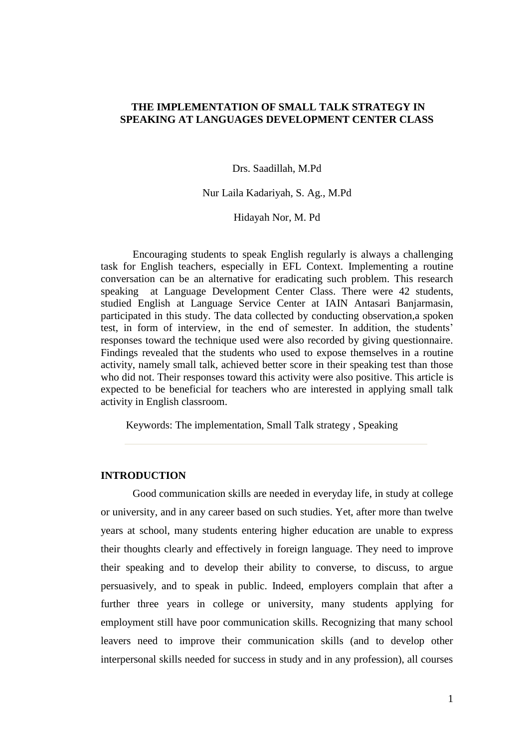# THE IMPLEMENTATION OF SMALL TALK STRATEGY IN SPEAKING AT LANGUAGES DEVELOPMENT CENTER CLASS

Drs. Saadillah, M.Pd

Nur Laila Kadariyah, S. Ag., M.Pd

Hidayah Nor, M. Pd

Encouraging students to speak English regularly is always a challenging task for English teachers, especially in EFL Context. Implementing a routine conversation can be an alternative for eradicating such problem. This research speaking at Language Development Center Class. There were 42 students, studied English at Language Service Center at IAIN Antasari Banjarmasin, participated in this study. The data collected by conducting observation,a spoken test, in form of interview, in the end of semester. In addition, the students' responses toward the technique used were also recorded by giving questionnaire. Findings revealed that the students who used to expose themselves in a routine activity, namely small talk, achieved better score in their speaking test than those who did not. Their responses toward this activity were also positive. This article is expected to be beneficial for teachers who are interested in applying small talk activity in English classroom.

Keywords: The implementation, Small Talk strategy , Speaking

---

## INTRODUCTION

Good communication skills are needed in everyday life, in study at college or university, and in any career based on such studies. Yet, after more than twelve years at school, many students entering higher education are unable to express their thoughts clearly and effectively in foreign language. They need to improve their speaking and to develop their ability to converse, to discuss, to argue persuasively, and to speak in public. Indeed, employers complain that after a further three years in college or university, many students applying for employment still have poor communication skills. Recognizing that many school leavers need to improve their communication skills (and to develop other interpersonal skills needed for success in study and in any profession), all courses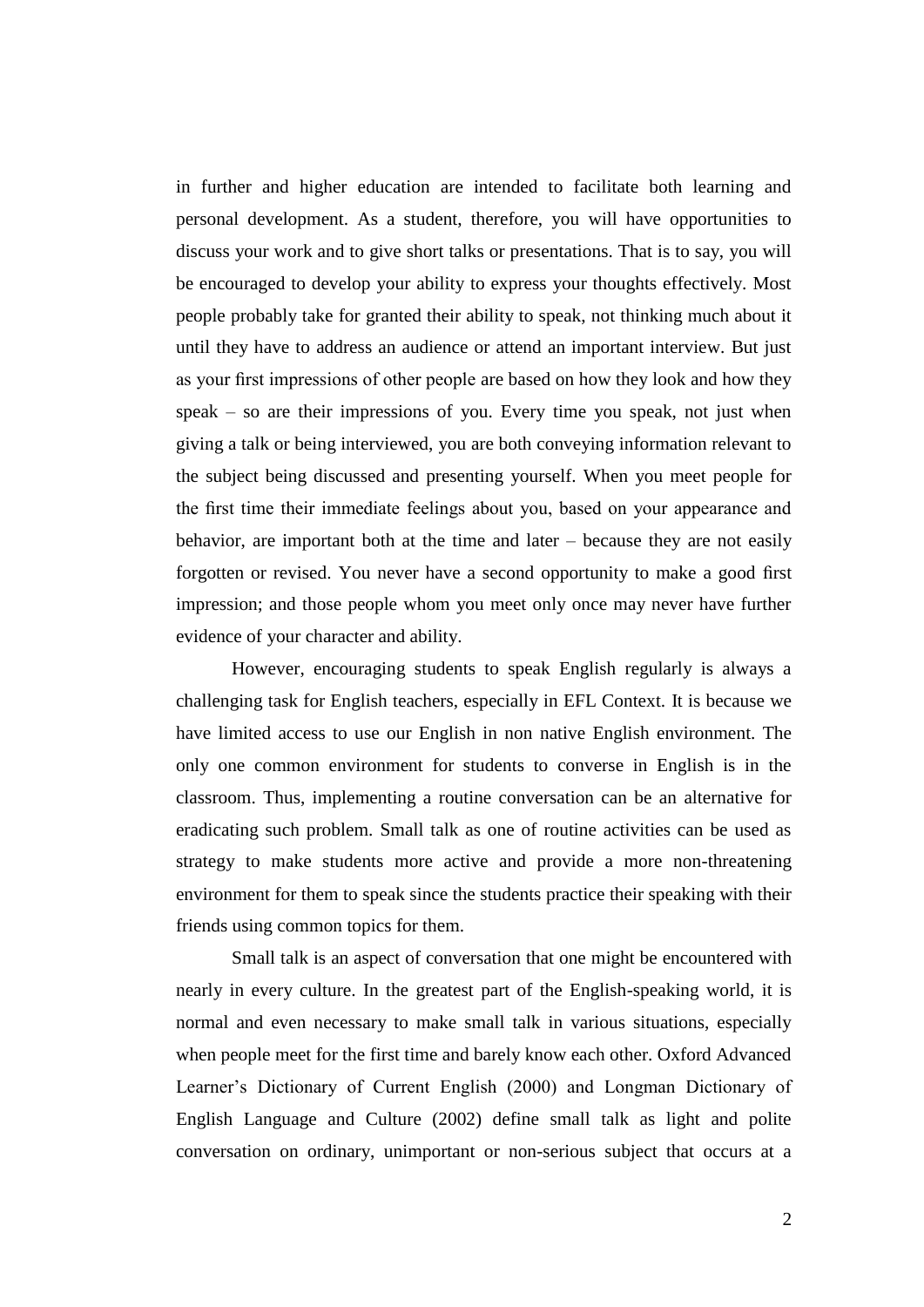in further and higher education are intended to facilitate both learning and personal development. As a student, therefore, you will have opportunities to discuss your work and to give short talks or presentations. That is to say, you will be encouraged to develop your ability to express your thoughts effectively. Most people probably take for granted their ability to speak, not thinking much about it until they have to address an audience or attend an important interview. But just as your first impressions of other people are based on how they look and how they speak – so are their impressions of you. Every time you speak, not just when giving a talk or being interviewed, you are both conveying information relevant to the subject being discussed and presenting yourself. When you meet people for the first time their immediate feelings about you, based on your appearance and behavior, are important both at the time and later – because they are not easily forgotten or revised. You never have a second opportunity to make a good first impression; and those people whom you meet only once may never have further evidence of your character and ability.

However, encouraging students to speak English regularly is always a challenging task for English teachers, especially in EFL Context. It is because we have limited access to use our English in non native English environment. The only one common environment for students to converse in English is in the classroom. Thus, implementing a routine conversation can be an alternative for eradicating such problem. Small talk as one of routine activities can be used as strategy to make students more active and provide a more non-threatening environment for them to speak since the students practice their speaking with their friends using common topics for them.

Small talk is an aspect of conversation that one might be encountered with nearly in every culture. In the greatest part of the English-speaking world, it is normal and even necessary to make small talk in various situations, especially when people meet for the first time and barely know each other. Oxford Advanced Learner's Dictionary of Current English (2000) and Longman Dictionary of English Language and Culture (2002) define small talk as light and polite conversation on ordinary, unimportant or non-serious subject that occurs at a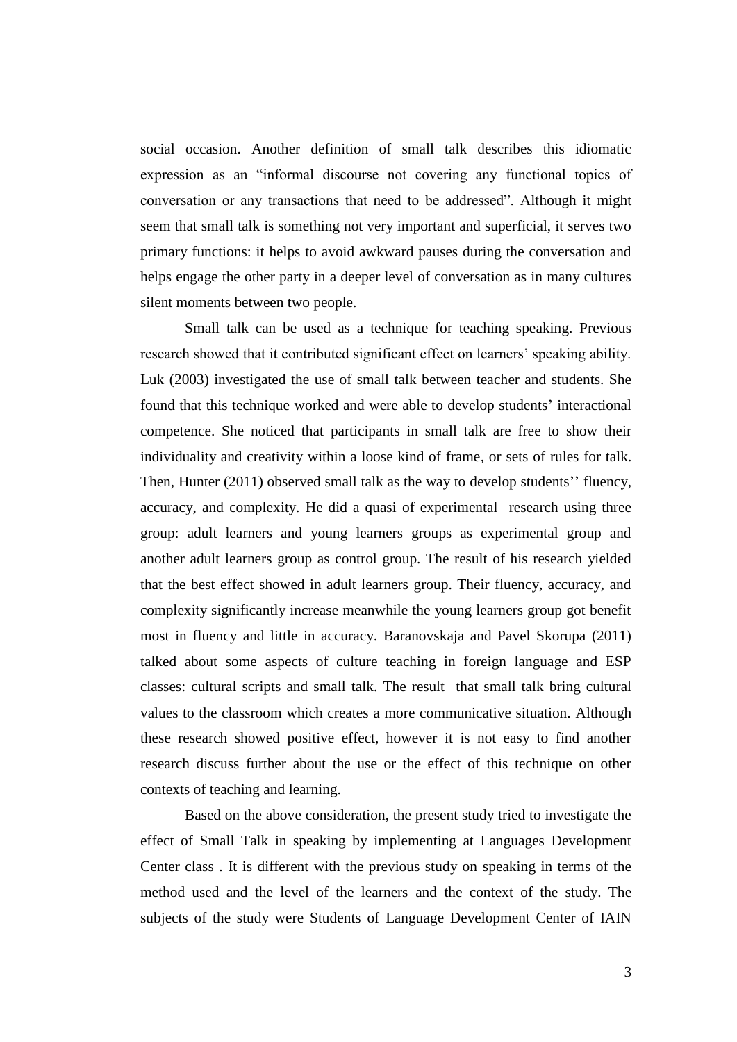social occasion. Another definition of small talk describes this idiomatic expression as an "informal discourse not covering any functional topics of conversation or any transactions that need to be addressed". Although it might seem that small talk is something not very important and superficial, it serves two primary functions: it helps to avoid awkward pauses during the conversation and helps engage the other party in a deeper level of conversation as in many cultures silent moments between two people.

Small talk can be used as a technique for teaching speaking. Previous research showed that it contributed significant effect on learners' speaking ability. Luk (2003) investigated the use of small talk between teacher and students. She found that this technique worked and were able to develop students' interactional competence. She noticed that participants in small talk are free to show their individuality and creativity within a loose kind of frame, or sets of rules for talk. Then, Hunter (2011) observed small talk as the way to develop students'' fluency, accuracy, and complexity. He did a quasi of experimental research using three group: adult learners and young learners groups as experimental group and another adult learners group as control group. The result of his research yielded that the best effect showed in adult learners group. Their fluency, accuracy, and complexity significantly increase meanwhile the young learners group got benefit most in fluency and little in accuracy. Baranovskaja and Pavel Skorupa (2011) talked about some aspects of culture teaching in foreign language and ESP classes: cultural scripts and small talk. The result that small talk bring cultural values to the classroom which creates a more communicative situation. Although these research showed positive effect, however it is not easy to find another research discuss further about the use or the effect of this technique on other contexts of teaching and learning.

Based on the above consideration, the present study tried to investigate the effect of Small Talk in speaking by implementing at Languages Development Center class . It is different with the previous study on speaking in terms of the method used and the level of the learners and the context of the study. The subjects of the study were Students of Language Development Center of IAIN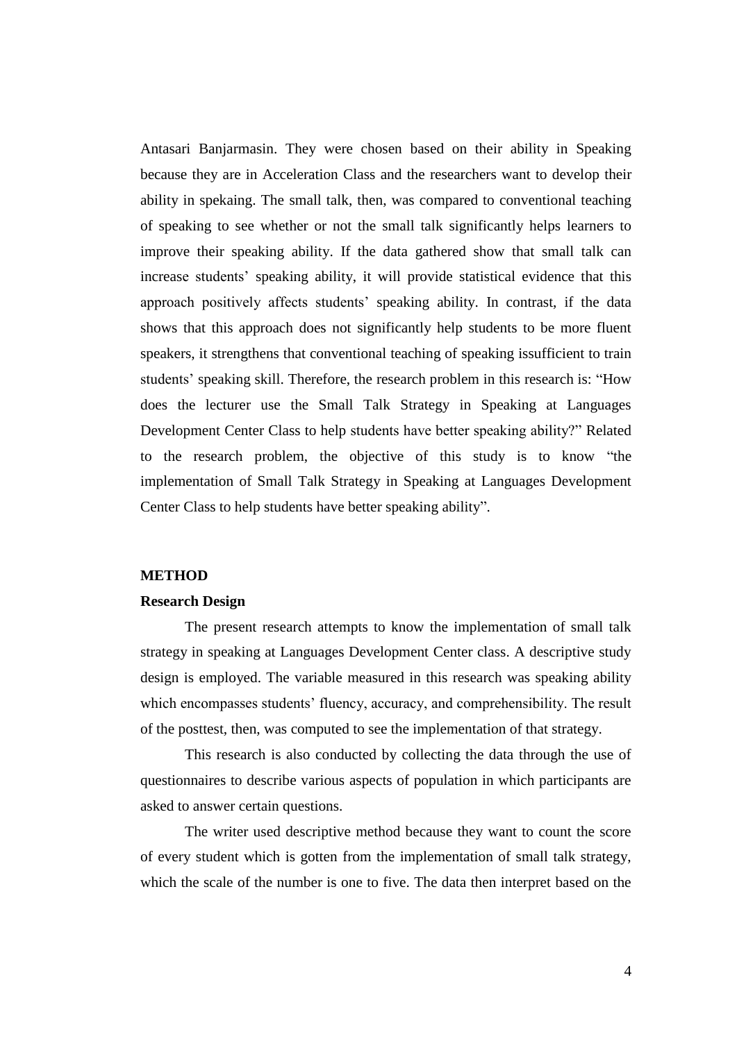Antasari Banjarmasin. They were chosen based on their ability in Speaking because they are in Acceleration Class and the researchers want to develop their ability in spekaing. The small talk, then, was compared to conventional teaching of speaking to see whether or not the small talk significantly helps learners to improve their speaking ability. If the data gathered show that small talk can increase students' speaking ability, it will provide statistical evidence that this approach positively affects students' speaking ability. In contrast, if the data shows that this approach does not significantly help students to be more fluent speakers, it strengthens that conventional teaching of speaking issufficient to train students' speaking skill. Therefore, the research problem in this research is: "How does the lecturer use the Small Talk Strategy in Speaking at Languages Development Center Class to help students have better speaking ability?" Related to the research problem, the objective of this study is to know "the implementation of Small Talk Strategy in Speaking at Languages Development Center Class to help students have better speaking ability".

## METHOD

### Research Design

The present research attempts to know the implementation of small talk strategy in speaking at Languages Development Center class. A descriptive study design is employed. The variable measured in this research was speaking ability which encompasses students' fluency, accuracy, and comprehensibility. The result of the posttest, then, was computed to see the implementation of that strategy.

This research is also conducted by collecting the data through the use of questionnaires to describe various aspects of population in which participants are asked to answer certain questions.

The writer used descriptive method because they want to count the score of every student which is gotten from the implementation of small talk strategy, which the scale of the number is one to five. The data then interpret based on the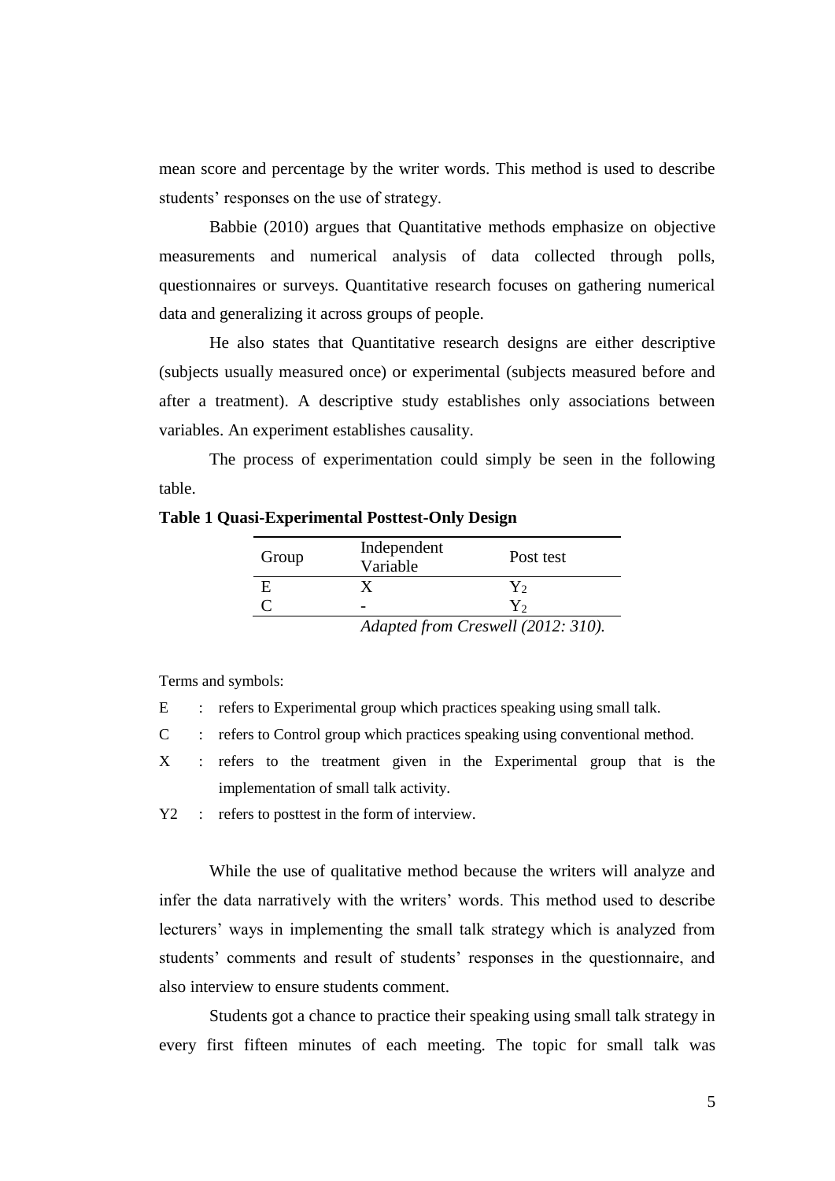mean score and percentage by the writer words. This method is used to describe students' responses on the use of strategy.

Babbie (2010) argues that Quantitative methods emphasize on objective measurements and numerical analysis of data collected through polls, questionnaires or surveys. Quantitative research focuses on gathering numerical data and generalizing it across groups of people.

He also states that Quantitative research designs are either descriptive (subjects usually measured once) or experimental (subjects measured before and after a treatment). A descriptive study establishes only associations between variables. An experiment establishes causality.

The process of experimentation could simply be seen in the following table.

**Table 1 Quasi-Experimental Posttest-Only Design**

| Group | Independent Variable | Post test |
|---|---|---|
| E | X | $Y_2$ |
| C | - | $Y_2$ |

*Adapted from Creswell (2012: 310).*

Terms and symbols:

E : refers to Experimental group which practices speaking using small talk.

C : refers to Control group which practices speaking using conventional method.

X : refers to the treatment given in the Experimental group that is the implementation of small talk activity.

Y2 : refers to posttest in the form of interview.

While the use of qualitative method because the writers will analyze and infer the data narratively with the writers' words. This method used to describe lecturers' ways in implementing the small talk strategy which is analyzed from students' comments and result of students' responses in the questionnaire, and also interview to ensure students comment.

Students got a chance to practice their speaking using small talk strategy in every first fifteen minutes of each meeting. The topic for small talk was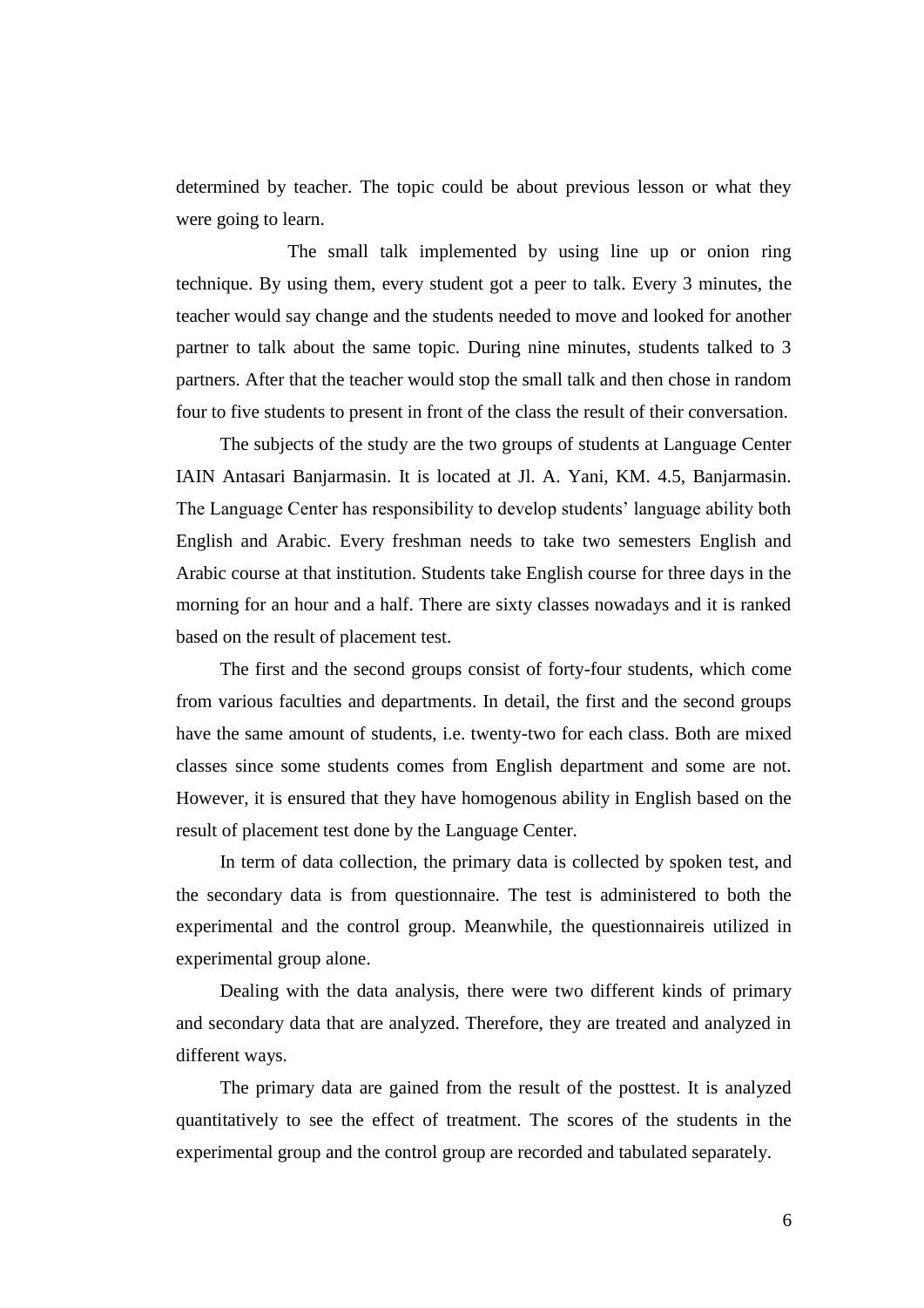determined by teacher. The topic could be about previous lesson or what they were going to learn.

The small talk implemented by using line up or onion ring technique. By using them, every student got a peer to talk. Every 3 minutes, the teacher would say change and the students needed to move and looked for another partner to talk about the same topic. During nine minutes, students talked to 3 partners. After that the teacher would stop the small talk and then chose in random four to five students to present in front of the class the result of their conversation.

The subjects of the study are the two groups of students at Language Center IAIN Antasari Banjarmasin. It is located at Jl. A. Yani, KM. 4.5, Banjarmasin. The Language Center has responsibility to develop students' language ability both English and Arabic. Every freshman needs to take two semesters English and Arabic course at that institution. Students take English course for three days in the morning for an hour and a half. There are sixty classes nowadays and it is ranked based on the result of placement test.

The first and the second groups consist of forty-four students, which come from various faculties and departments. In detail, the first and the second groups have the same amount of students, i.e. twenty-two for each class. Both are mixed classes since some students comes from English department and some are not. However, it is ensured that they have homogenous ability in English based on the result of placement test done by the Language Center.

In term of data collection, the primary data is collected by spoken test, and the secondary data is from questionnaire. The test is administered to both the experimental and the control group. Meanwhile, the questionnaireis utilized in experimental group alone.

Dealing with the data analysis, there were two different kinds of primary and secondary data that are analyzed. Therefore, they are treated and analyzed in different ways.

The primary data are gained from the result of the posttest. It is analyzed quantitatively to see the effect of treatment. The scores of the students in the experimental group and the control group are recorded and tabulated separately.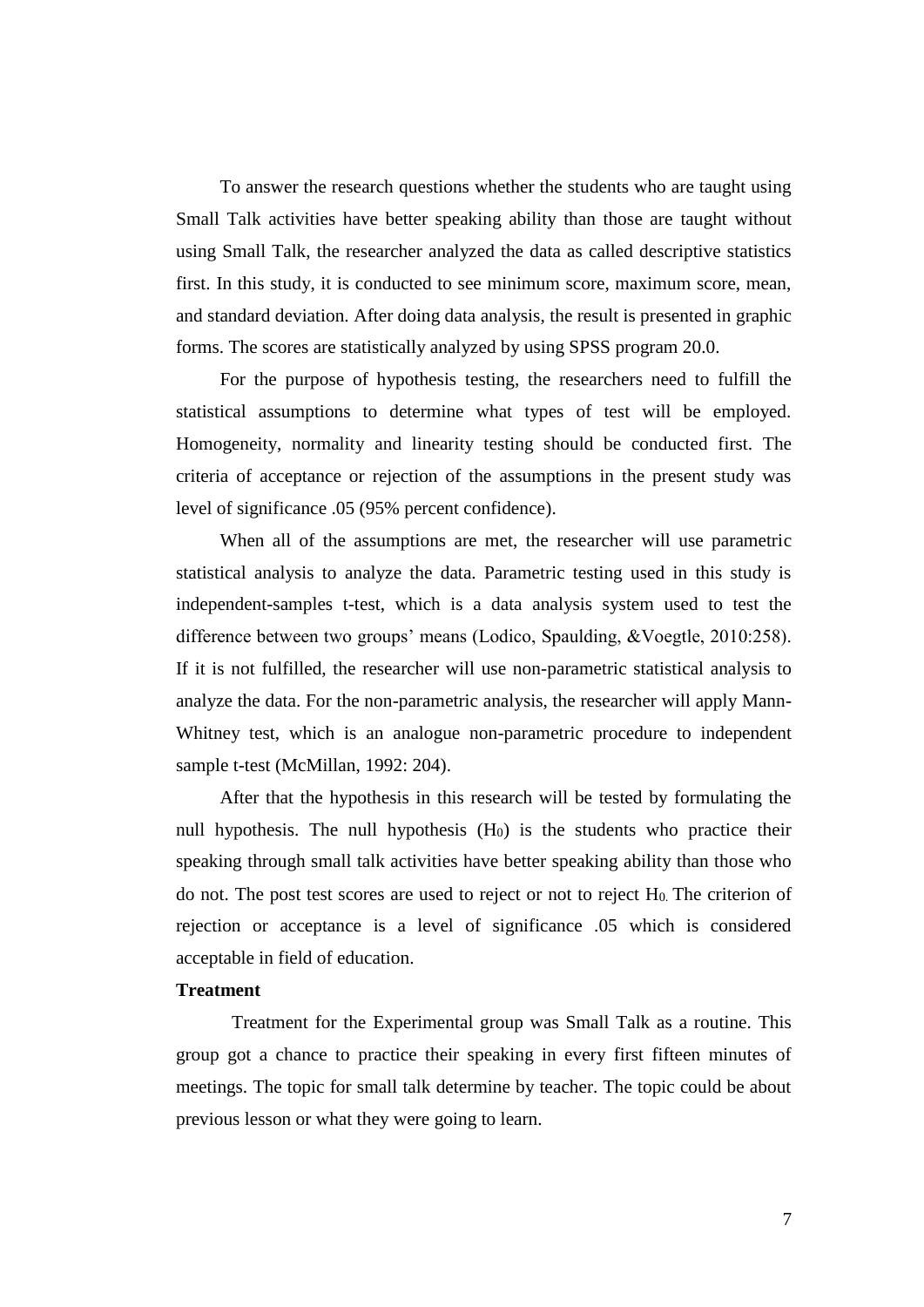To answer the research questions whether the students who are taught using Small Talk activities have better speaking ability than those are taught without using Small Talk, the researcher analyzed the data as called descriptive statistics first. In this study, it is conducted to see minimum score, maximum score, mean, and standard deviation. After doing data analysis, the result is presented in graphic forms. The scores are statistically analyzed by using SPSS program 20.0.

For the purpose of hypothesis testing, the researchers need to fulfill the statistical assumptions to determine what types of test will be employed. Homogeneity, normality and linearity testing should be conducted first. The criteria of acceptance or rejection of the assumptions in the present study was level of significance .05 (95% percent confidence).

When all of the assumptions are met, the researcher will use parametric statistical analysis to analyze the data. Parametric testing used in this study is independent-samples t-test, which is a data analysis system used to test the difference between two groups' means (Lodico, Spaulding, &Voegtle, 2010:258). If it is not fulfilled, the researcher will use non-parametric statistical analysis to analyze the data. For the non-parametric analysis, the researcher will apply Mann-Whitney test, which is an analogue non-parametric procedure to independent sample t-test (McMillan, 1992: 204).

After that the hypothesis in this research will be tested by formulating the null hypothesis. The null hypothesis ($H_0$) is the students who practice their speaking through small talk activities have better speaking ability than those who do not. The post test scores are used to reject or not to reject $H_0$. The criterion of rejection or acceptance is a level of significance .05 which is considered acceptable in field of education.

**Treatment**

Treatment for the Experimental group was Small Talk as a routine. This group got a chance to practice their speaking in every first fifteen minutes of meetings. The topic for small talk determine by teacher. The topic could be about previous lesson or what they were going to learn.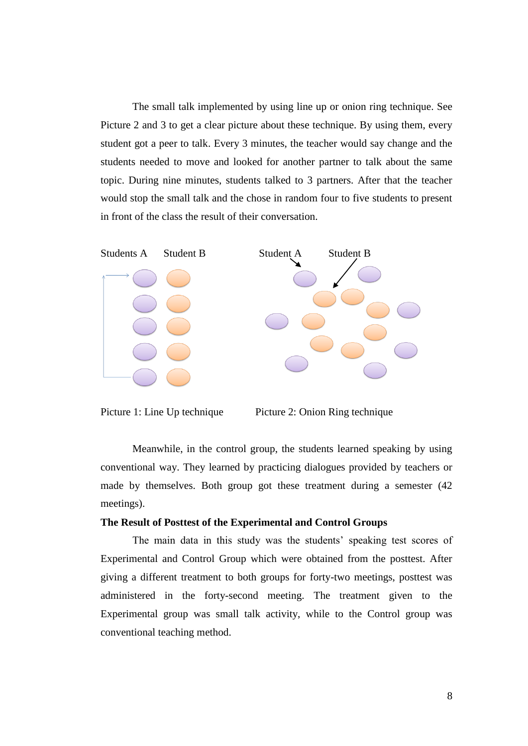The small talk implemented by using line up or onion ring technique. See Picture 2 and 3 to get a clear picture about these technique. By using them, every student got a peer to talk. Every 3 minutes, the teacher would say change and the students needed to move and looked for another partner to talk about the same topic. During nine minutes, students talked to 3 partners. After that the teacher would stop the small talk and the chose in random four to five students to present in front of the class the result of their conversation.

Students A Student B

Student A Student B

Picture 1: Line Up technique

Picture 2: Onion Ring technique

Meanwhile, in the control group, the students learned speaking by using conventional way. They learned by practicing dialogues provided by teachers or made by themselves. Both group got these treatment during a semester (42 meetings).

**The Result of Posttest of the Experimental and Control Groups**

The main data in this study was the students' speaking test scores of Experimental and Control Group which were obtained from the posttest. After giving a different treatment to both groups for forty-two meetings, posttest was administered in the forty-second meeting. The treatment given to the Experimental group was small talk activity, while to the Control group was conventional teaching method.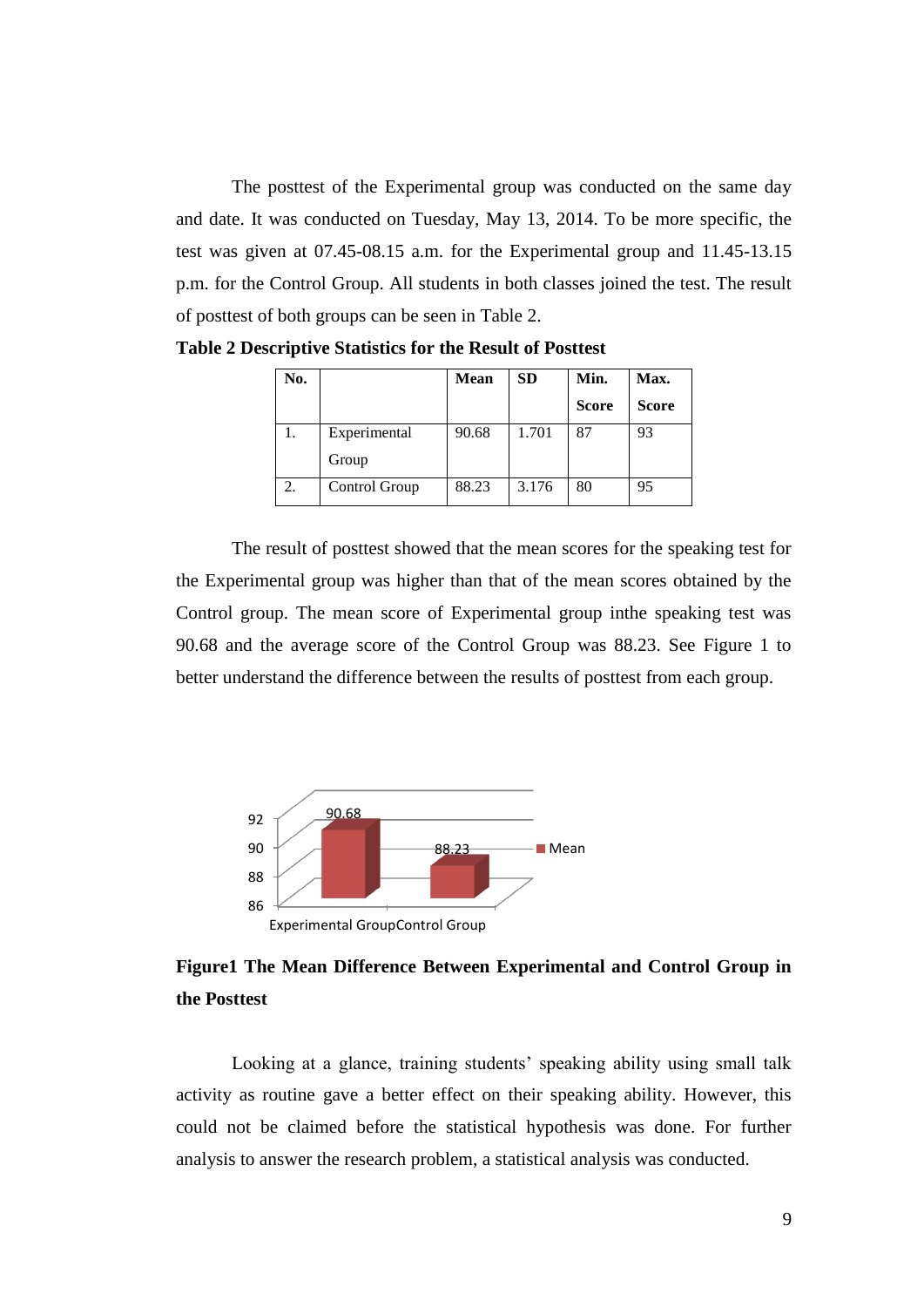The posttest of the Experimental group was conducted on the same day and date. It was conducted on Tuesday, May 13, 2014. To be more specific, the test was given at 07.45-08.15 a.m. for the Experimental group and 11.45-13.15 p.m. for the Control Group. All students in both classes joined the test. The result of posttest of both groups can be seen in Table 2.

**Table 2 Descriptive Statistics for the Result of Posttest**

| No. | | Mean | SD | Min. Score | Max. Score |
|---|---|---|---|---|---|
| 1. | Experimental Group | 90.68 | 1.701 | 87 | 93 |
| 2. | Control Group | 88.23 | 3.176 | 80 | 95 |

The result of posttest showed that the mean scores for the speaking test for the Experimental group was higher than that of the mean scores obtained by the Control group. The mean score of Experimental group inthe speaking test was 90.68 and the average score of the Control Group was 88.23. See Figure 1 to better understand the difference between the results of posttest from each group.

**Figure1 The Mean Difference Between Experimental and Control Group in the Posttest**

Looking at a glance, training students' speaking ability using small talk activity as routine gave a better effect on their speaking ability. However, this could not be claimed before the statistical hypothesis was done. For further analysis to answer the research problem, a statistical analysis was conducted.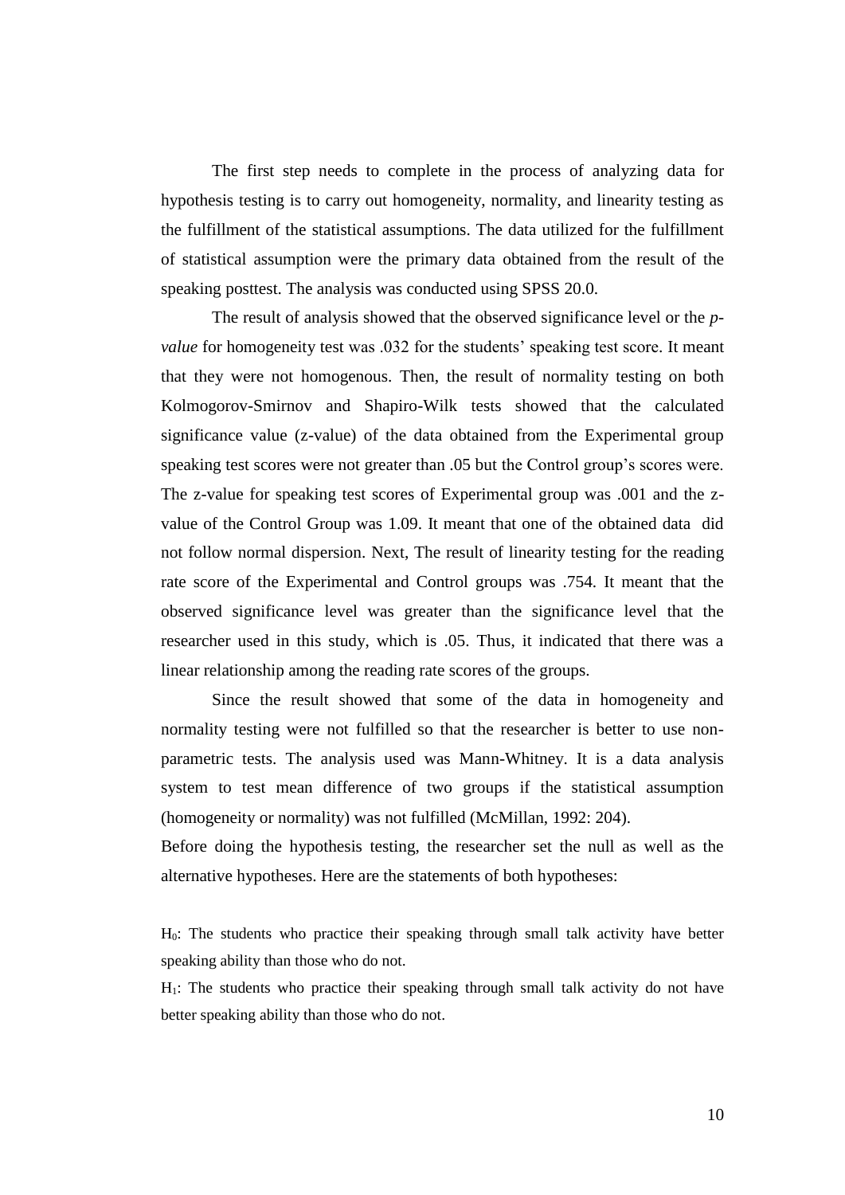The first step needs to complete in the process of analyzing data for hypothesis testing is to carry out homogeneity, normality, and linearity testing as the fulfillment of the statistical assumptions. The data utilized for the fulfillment of statistical assumption were the primary data obtained from the result of the speaking posttest. The analysis was conducted using SPSS 20.0.

The result of analysis showed that the observed significance level or the *p-value* for homogeneity test was .032 for the students' speaking test score. It meant that they were not homogenous. Then, the result of normality testing on both Kolmogorov-Smirnov and Shapiro-Wilk tests showed that the calculated significance value (z-value) of the data obtained from the Experimental group speaking test scores were not greater than .05 but the Control group's scores were. The z-value for speaking test scores of Experimental group was .001 and the z-value of the Control Group was 1.09. It meant that one of the obtained data did not follow normal dispersion. Next, The result of linearity testing for the reading rate score of the Experimental and Control groups was .754. It meant that the observed significance level was greater than the significance level that the researcher used in this study, which is .05. Thus, it indicated that there was a linear relationship among the reading rate scores of the groups.

Since the result showed that some of the data in homogeneity and normality testing were not fulfilled so that the researcher is better to use non-parametric tests. The analysis used was Mann-Whitney. It is a data analysis system to test mean difference of two groups if the statistical assumption (homogeneity or normality) was not fulfilled (McMillan, 1992: 204).

Before doing the hypothesis testing, the researcher set the null as well as the alternative hypotheses. Here are the statements of both hypotheses:

$H_0$: The students who practice their speaking through small talk activity have better speaking ability than those who do not.

$H_1$: The students who practice their speaking through small talk activity do not have better speaking ability than those who do not.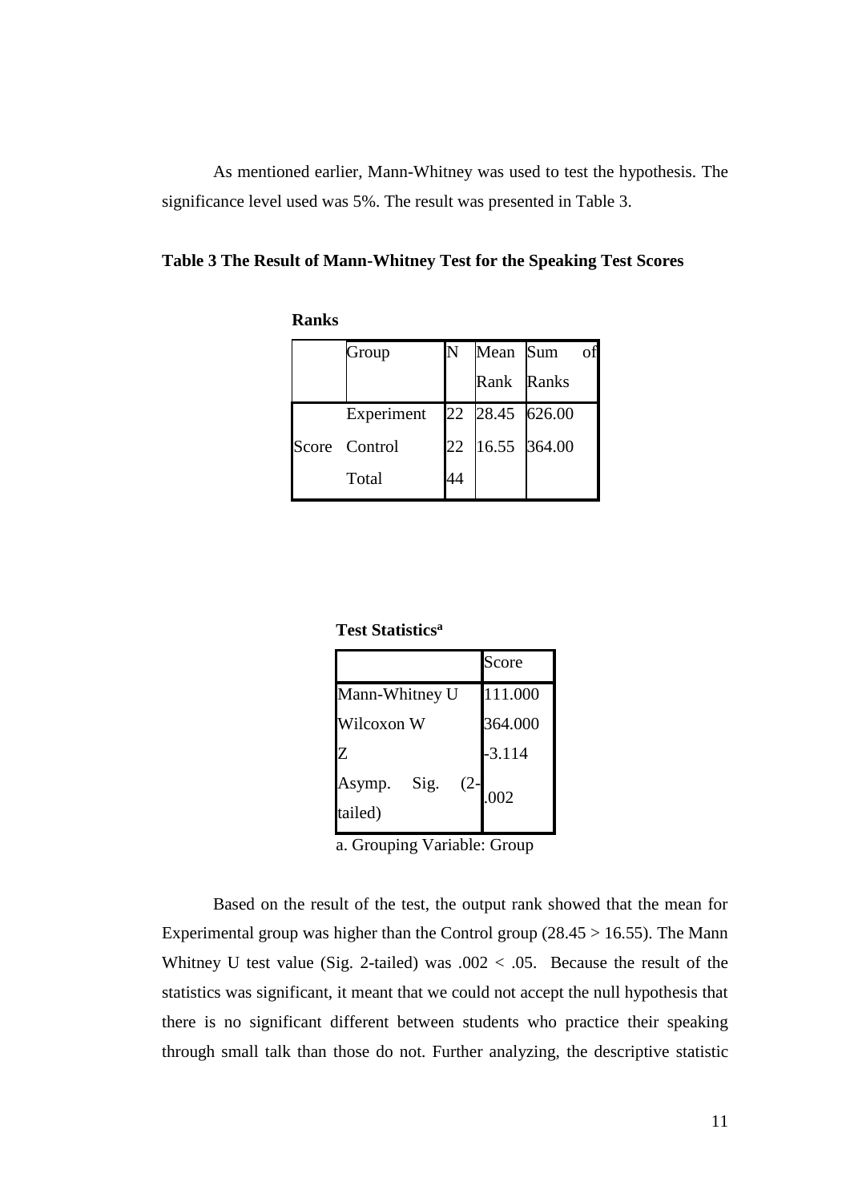As mentioned earlier, Mann-Whitney was used to test the hypothesis. The significance level used was 5%. The result was presented in Table 3.

**Table 3 The Result of Mann-Whitney Test for the Speaking Test Scores**

**Ranks**

| | Group | N | Mean Rank | Sum of Ranks |
|---|---|---|---|---|
| Score | Experiment | 22 | 28.45 | 626.00 |
| | Control | 22 | 16.55 | 364.00 |
| | Total | 44 | | |

**Test Statistics[a]**

| | Score |
|---|---|
| Mann-Whitney U | 111.000 |
| Wilcoxon W | 364.000 |
| Z | -3.114 |
| Asymp. Sig. (2-tailed) | .002 |

a. Grouping Variable: Group

Based on the result of the test, the output rank showed that the mean for Experimental group was higher than the Control group (28.45 > 16.55). The Mann Whitney U test value (Sig. 2-tailed) was .002 < .05. Because the result of the statistics was significant, it meant that we could not accept the null hypothesis that there is no significant different between students who practice their speaking through small talk than those do not. Further analyzing, the descriptive statistic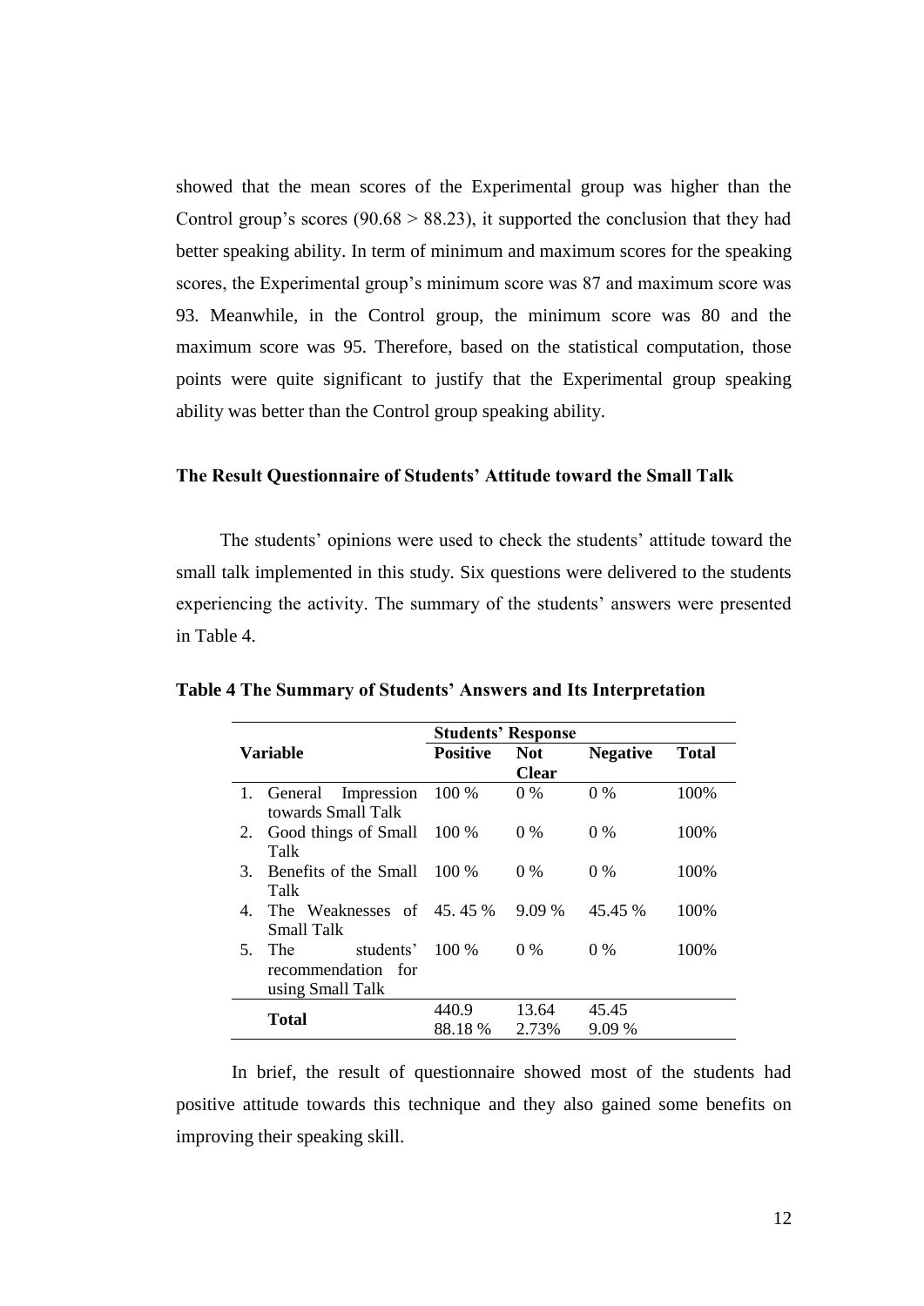showed that the mean scores of the Experimental group was higher than the Control group's scores (90.68 > 88.23), it supported the conclusion that they had better speaking ability. In term of minimum and maximum scores for the speaking scores, the Experimental group's minimum score was 87 and maximum score was 93. Meanwhile, in the Control group, the minimum score was 80 and the maximum score was 95. Therefore, based on the statistical computation, those points were quite significant to justify that the Experimental group speaking ability was better than the Control group speaking ability.

### The Result Questionnaire of Students' Attitude toward the Small Talk

The students' opinions were used to check the students' attitude toward the small talk implemented in this study. Six questions were delivered to the students experiencing the activity. The summary of the students' answers were presented in Table 4.

**Table 4 The Summary of Students' Answers and Its Interpretation**

| Variable | Students' Response | | | |
|---|---|---|---|---|
| | **Positive** | **Not Clear** | **Negative** | **Total** |
| 1. General Impression towards Small Talk | 100 % | 0 % | 0 % | 100% |
| 2. Good things of Small Talk | 100 % | 0 % | 0 % | 100% |
| 3. Benefits of the Small Talk | 100 % | 0 % | 0 % | 100% |
| 4. The Weaknesses of Small Talk | 45. 45 % | 9.09 % | 45.45 % | 100% |
| 5. The students' recommendation for using Small Talk | 100 % | 0 % | 0 % | 100% |
| **Total** | 440.9<br>88.18 % | 13.64<br>2.73% | 45.45<br>9.09 % | |

In brief, the result of questionnaire showed most of the students had positive attitude towards this technique and they also gained some benefits on improving their speaking skill.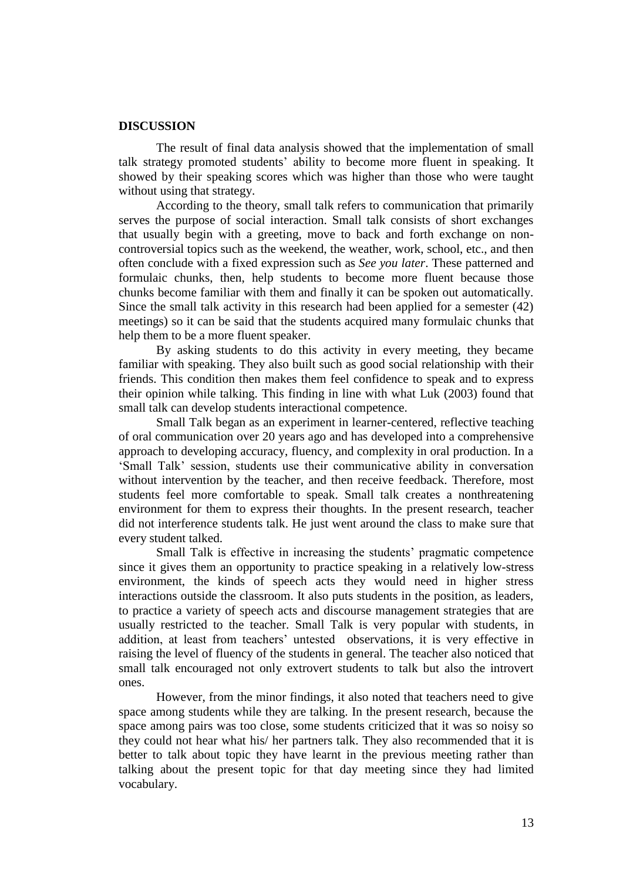**DISCUSSION**

The result of final data analysis showed that the implementation of small talk strategy promoted students' ability to become more fluent in speaking. It showed by their speaking scores which was higher than those who were taught without using that strategy.

According to the theory, small talk refers to communication that primarily serves the purpose of social interaction. Small talk consists of short exchanges that usually begin with a greeting, move to back and forth exchange on non-controversial topics such as the weekend, the weather, work, school, etc., and then often conclude with a fixed expression such as *See you later*. These patterned and formulaic chunks, then, help students to become more fluent because those chunks become familiar with them and finally it can be spoken out automatically. Since the small talk activity in this research had been applied for a semester (42) meetings) so it can be said that the students acquired many formulaic chunks that help them to be a more fluent speaker.

By asking students to do this activity in every meeting, they became familiar with speaking. They also built such as good social relationship with their friends. This condition then makes them feel confidence to speak and to express their opinion while talking. This finding in line with what Luk (2003) found that small talk can develop students interactional competence.

Small Talk began as an experiment in learner-centered, reflective teaching of oral communication over 20 years ago and has developed into a comprehensive approach to developing accuracy, fluency, and complexity in oral production. In a 'Small Talk' session, students use their communicative ability in conversation without intervention by the teacher, and then receive feedback. Therefore, most students feel more comfortable to speak. Small talk creates a nonthreatening environment for them to express their thoughts. In the present research, teacher did not interference students talk. He just went around the class to make sure that every student talked.

Small Talk is effective in increasing the students' pragmatic competence since it gives them an opportunity to practice speaking in a relatively low-stress environment, the kinds of speech acts they would need in higher stress interactions outside the classroom. It also puts students in the position, as leaders, to practice a variety of speech acts and discourse management strategies that are usually restricted to the teacher. Small Talk is very popular with students, in addition, at least from teachers' untested observations, it is very effective in raising the level of fluency of the students in general. The teacher also noticed that small talk encouraged not only extrovert students to talk but also the introvert ones.

However, from the minor findings, it also noted that teachers need to give space among students while they are talking. In the present research, because the space among pairs was too close, some students criticized that it was so noisy so they could not hear what his/ her partners talk. They also recommended that it is better to talk about topic they have learnt in the previous meeting rather than talking about the present topic for that day meeting since they had limited vocabulary.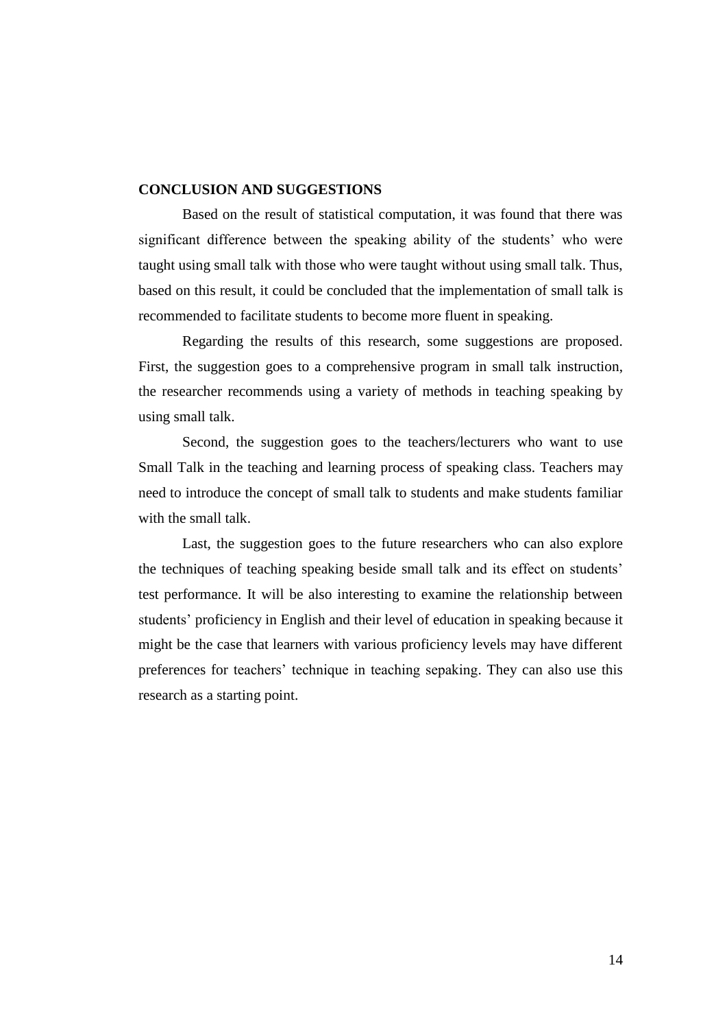## CONCLUSION AND SUGGESTIONS

Based on the result of statistical computation, it was found that there was significant difference between the speaking ability of the students' who were taught using small talk with those who were taught without using small talk. Thus, based on this result, it could be concluded that the implementation of small talk is recommended to facilitate students to become more fluent in speaking.

Regarding the results of this research, some suggestions are proposed. First, the suggestion goes to a comprehensive program in small talk instruction, the researcher recommends using a variety of methods in teaching speaking by using small talk.

Second, the suggestion goes to the teachers/lecturers who want to use Small Talk in the teaching and learning process of speaking class. Teachers may need to introduce the concept of small talk to students and make students familiar with the small talk.

Last, the suggestion goes to the future researchers who can also explore the techniques of teaching speaking beside small talk and its effect on students' test performance. It will be also interesting to examine the relationship between students' proficiency in English and their level of education in speaking because it might be the case that learners with various proficiency levels may have different preferences for teachers' technique in teaching sepaking. They can also use this research as a starting point.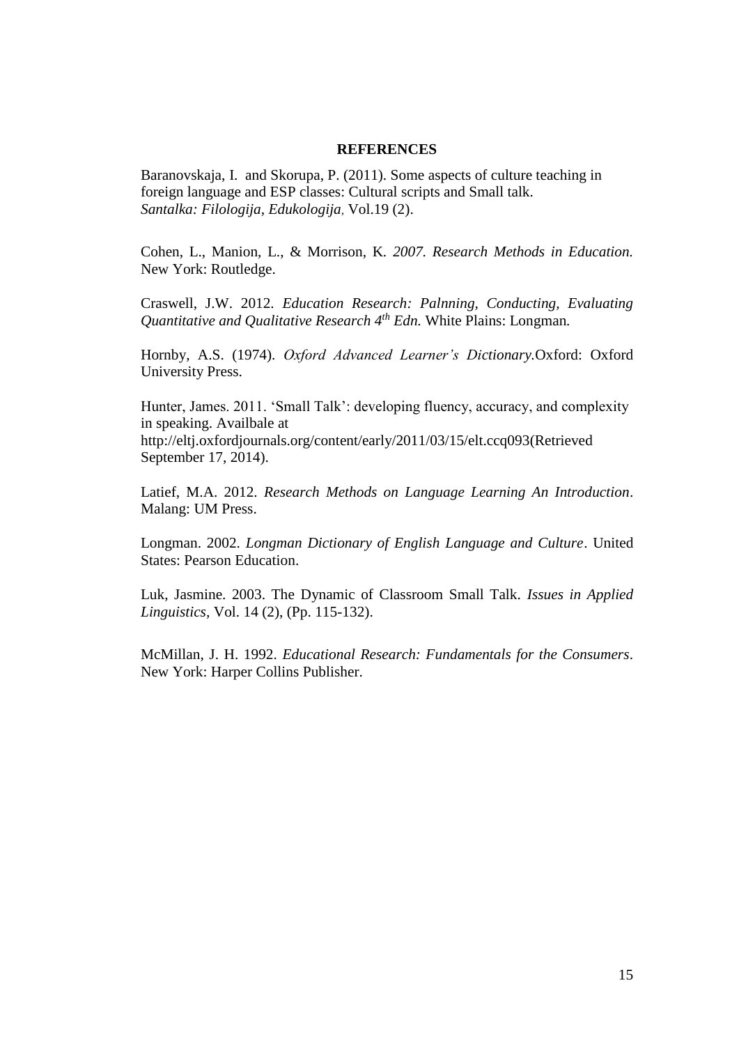**REFERENCES**

Baranovskaja, I. and Skorupa, P. (2011). Some aspects of culture teaching in foreign language and ESP classes: Cultural scripts and Small talk. *Santalka: Filologija, Edukologija*, Vol.19 (2).

Cohen, L., Manion, L., & Morrison, K. *2007. Research Methods in Education.* New York: Routledge.

Craswell, J.W. 2012. *Education Research: Palnning, Conducting, Evaluating Quantitative and Qualitative Research 4th Edn.* White Plains: Longman.

Hornby, A.S. (1974). *Oxford Advanced Learner's Dictionary.*Oxford: Oxford University Press.

Hunter, James. 2011. 'Small Talk': developing fluency, accuracy, and complexity in speaking. Availbale at http://eltj.oxfordjournals.org/content/early/2011/03/15/elt.ccq093(Retrieved September 17, 2014).

Latief, M.A. 2012. *Research Methods on Language Learning An Introduction*. Malang: UM Press.

Longman. 2002. *Longman Dictionary of English Language and Culture*. United States: Pearson Education.

Luk, Jasmine. 2003. The Dynamic of Classroom Small Talk. *Issues in Applied Linguistics*, Vol. 14 (2), (Pp. 115-132).

McMillan, J. H. 1992. *Educational Research: Fundamentals for the Consumers*. New York: Harper Collins Publisher.